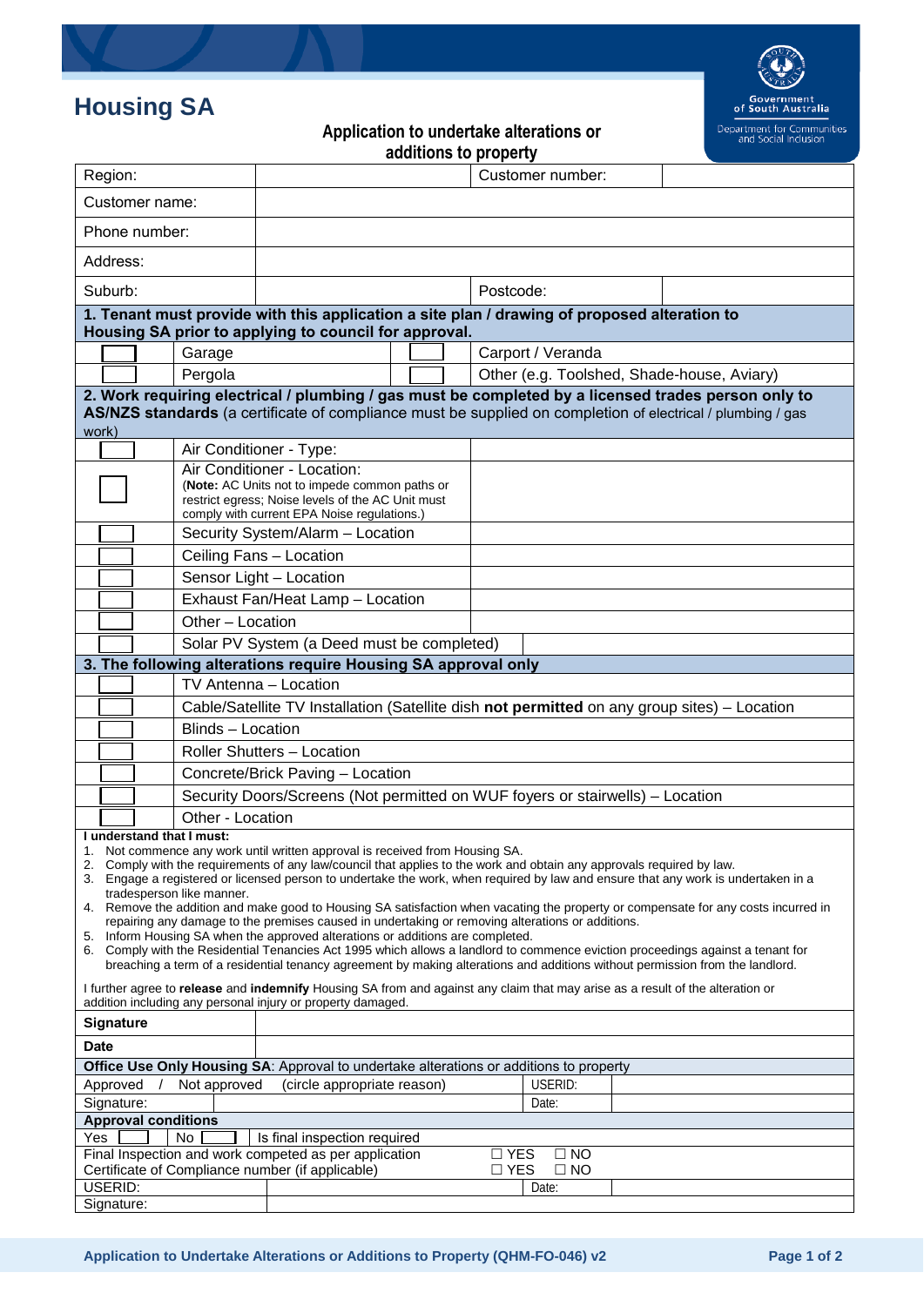# Housing SA

Government of South Australia
Department for Communities and Social Inclusion

## Application to undertake alterations or additions to property

| | | | |
|---|---|---|---|
| Region: | | Customer number: | |
| Customer name: | | | |
| Phone number: | | | |
| Address: | | | |
| Suburb: | | Postcode: | |

**1. Tenant must provide with this application a site plan / drawing of proposed alteration to Housing SA prior to applying to council for approval.**

| | | | |
|---|---|---|---|
| ☐ | Garage | ☐ | Carport / Veranda |
| ☐ | Pergola | ☐ | Other (e.g. Toolshed, Shade-house, Aviary) |

**2. Work requiring electrical / plumbing / gas must be completed by a licensed trades person only to AS/NZS standards** (a certificate of compliance must be supplied on completion of electrical / plumbing / gas work)

| | | |
|---|---|---|
| ☐ | Air Conditioner - Type: | |
| ☐ | Air Conditioner - Location: (**Note:** AC Units not to impede common paths or restrict egress; Noise levels of the AC Unit must comply with current EPA Noise regulations.) | |
| ☐ | Security System/Alarm – Location | |
| ☐ | Ceiling Fans – Location | |
| ☐ | Sensor Light – Location | |
| ☐ | Exhaust Fan/Heat Lamp – Location | |
| ☐ | Other – Location | |
| ☐ | Solar PV System (a Deed must be completed) | |

**3. The following alterations require Housing SA approval only**

| | |
|---|---|
| ☐ | TV Antenna – Location |
| ☐ | Cable/Satellite TV Installation (Satellite dish **not permitted** on any group sites) – Location |
| ☐ | Blinds – Location |
| ☐ | Roller Shutters – Location |
| ☐ | Concrete/Brick Paving – Location |
| ☐ | Security Doors/Screens (Not permitted on WUF foyers or stairwells) – Location |
| ☐ | Other - Location |

**I understand that I must:**

1. Not commence any work until written approval is received from Housing SA.
2. Comply with the requirements of any law/council that applies to the work and obtain any approvals required by law.
3. Engage a registered or licensed person to undertake the work, when required by law and ensure that any work is undertaken in a tradesperson like manner.
4. Remove the addition and make good to Housing SA satisfaction when vacating the property or compensate for any costs incurred in repairing any damage to the premises caused in undertaking or removing alterations or additions.
5. Inform Housing SA when the approved alterations or additions are completed.
6. Comply with the Residential Tenancies Act 1995 which allows a landlord to commence eviction proceedings against a tenant for breaching a term of a residential tenancy agreement by making alterations and additions without permission from the landlord.

I further agree to **release** and **indemnify** Housing SA from and against any claim that may arise as a result of the alteration or addition including any personal injury or property damaged.

| | |
|---|---|
| **Signature** | |
| **Date** | |

**Office Use Only Housing SA**: Approval to undertake alterations or additions to property

| | | | |
|---|---|---|---|
| Approved / Not approved (circle appropriate reason) | | USERID: | |
| Signature: | | Date: | |

**Approval conditions**

Yes ☐ No ☐ Is final inspection required

| | |
|---|---|
| Final Inspection and work competed as per application | ☐ YES ☐ NO |
| Certificate of Compliance number (if applicable) | ☐ YES ☐ NO |

| | | | |
|---|---|---|---|
| USERID: | | Date: | |
| Signature: | | | |

Application to Undertake Alterations or Additions to Property (QHM-FO-046) v2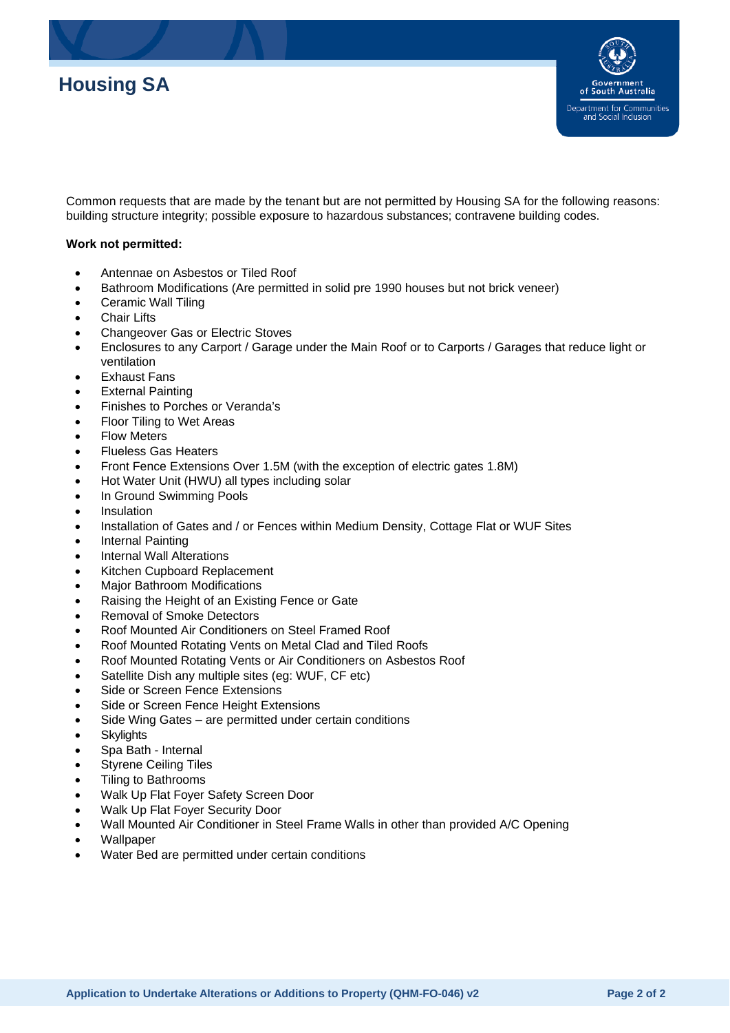# Housing SA

Government of South Australia
Department for Communities and Social Inclusion

Common requests that are made by the tenant but are not permitted by Housing SA for the following reasons: building structure integrity; possible exposure to hazardous substances; contravene building codes.

**Work not permitted:**

- Antennae on Asbestos or Tiled Roof
- Bathroom Modifications (Are permitted in solid pre 1990 houses but not brick veneer)
- Ceramic Wall Tiling
- Chair Lifts
- Changeover Gas or Electric Stoves
- Enclosures to any Carport / Garage under the Main Roof or to Carports / Garages that reduce light or ventilation
- Exhaust Fans
- External Painting
- Finishes to Porches or Veranda's
- Floor Tiling to Wet Areas
- Flow Meters
- Flueless Gas Heaters
- Front Fence Extensions Over 1.5M (with the exception of electric gates 1.8M)
- Hot Water Unit (HWU) all types including solar
- In Ground Swimming Pools
- Insulation
- Installation of Gates and / or Fences within Medium Density, Cottage Flat or WUF Sites
- Internal Painting
- Internal Wall Alterations
- Kitchen Cupboard Replacement
- Major Bathroom Modifications
- Raising the Height of an Existing Fence or Gate
- Removal of Smoke Detectors
- Roof Mounted Air Conditioners on Steel Framed Roof
- Roof Mounted Rotating Vents on Metal Clad and Tiled Roofs
- Roof Mounted Rotating Vents or Air Conditioners on Asbestos Roof
- Satellite Dish any multiple sites (eg: WUF, CF etc)
- Side or Screen Fence Extensions
- Side or Screen Fence Height Extensions
- Side Wing Gates – are permitted under certain conditions
- Skylights
- Spa Bath - Internal
- Styrene Ceiling Tiles
- Tiling to Bathrooms
- Walk Up Flat Foyer Safety Screen Door
- Walk Up Flat Foyer Security Door
- Wall Mounted Air Conditioner in Steel Frame Walls in other than provided A/C Opening
- Wallpaper
- Water Bed are permitted under certain conditions